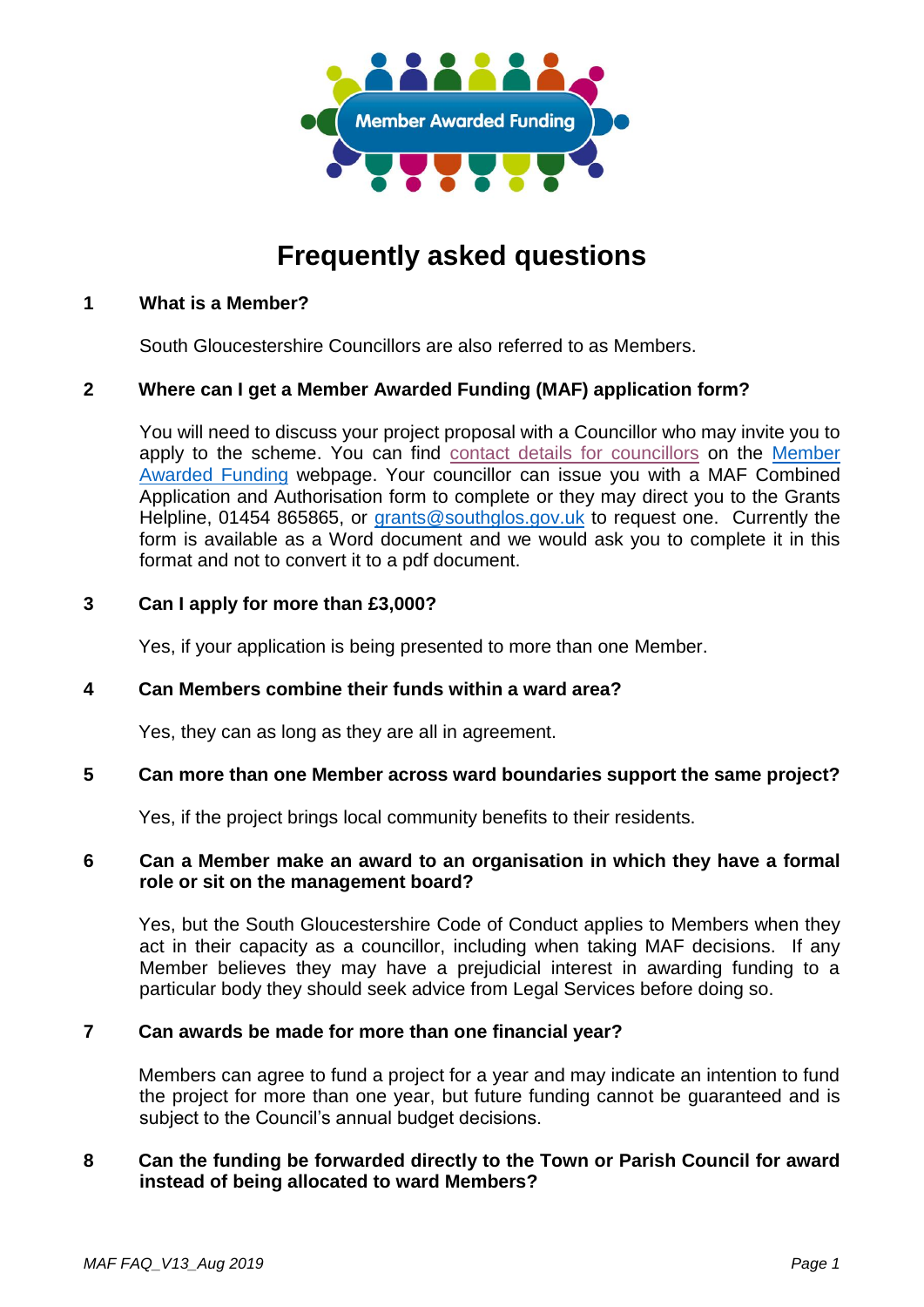# Frequently asked questions

**1 What is a Member?**

South Gloucestershire Councillors are also referred to as Members.

**2 Where can I get a Member Awarded Funding (MAF) application form?**

You will need to discuss your project proposal with a Councillor who may invite you to apply to the scheme. You can find contact details for councillors on the Member Awarded Funding webpage. Your councillor can issue you with a MAF Combined Application and Authorisation form to complete or they may direct you to the Grants Helpline, 01454 865865, or grants@southglos.gov.uk to request one. Currently the form is available as a Word document and we would ask you to complete it in this format and not to convert it to a pdf document.

**3 Can I apply for more than £3,000?**

Yes, if your application is being presented to more than one Member.

**4 Can Members combine their funds within a ward area?**

Yes, they can as long as they are all in agreement.

**5 Can more than one Member across ward boundaries support the same project?**

Yes, if the project brings local community benefits to their residents.

**6 Can a Member make an award to an organisation in which they have a formal role or sit on the management board?**

Yes, but the South Gloucestershire Code of Conduct applies to Members when they act in their capacity as a councillor, including when taking MAF decisions. If any Member believes they may have a prejudicial interest in awarding funding to a particular body they should seek advice from Legal Services before doing so.

**7 Can awards be made for more than one financial year?**

Members can agree to fund a project for a year and may indicate an intention to fund the project for more than one year, but future funding cannot be guaranteed and is subject to the Council's annual budget decisions.

**8 Can the funding be forwarded directly to the Town or Parish Council for award instead of being allocated to ward Members?**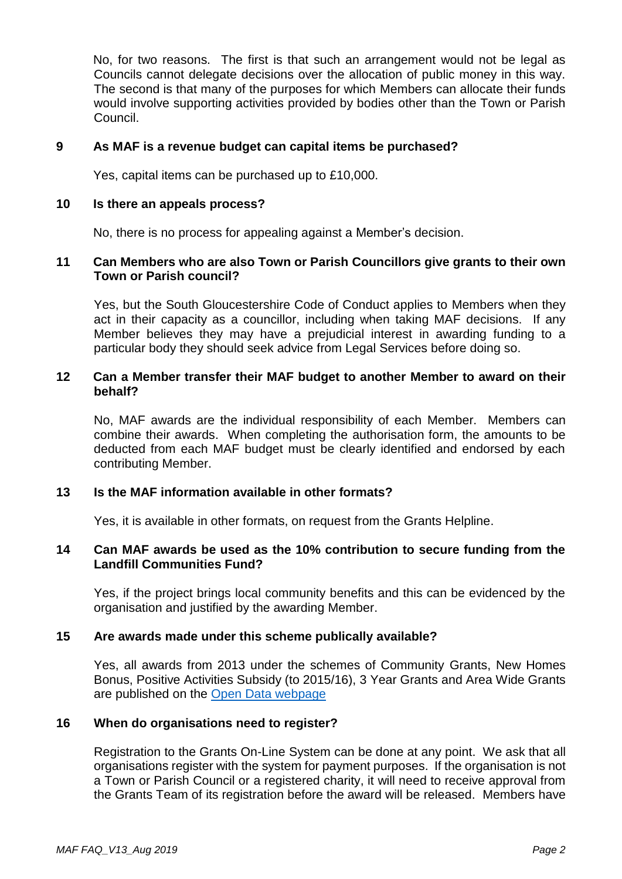No, for two reasons. The first is that such an arrangement would not be legal as Councils cannot delegate decisions over the allocation of public money in this way. The second is that many of the purposes for which Members can allocate their funds would involve supporting activities provided by bodies other than the Town or Parish Council.

**9 As MAF is a revenue budget can capital items be purchased?**

Yes, capital items can be purchased up to £10,000.

**10 Is there an appeals process?**

No, there is no process for appealing against a Member's decision.

**11 Can Members who are also Town or Parish Councillors give grants to their own Town or Parish council?**

Yes, but the South Gloucestershire Code of Conduct applies to Members when they act in their capacity as a councillor, including when taking MAF decisions. If any Member believes they may have a prejudicial interest in awarding funding to a particular body they should seek advice from Legal Services before doing so.

**12 Can a Member transfer their MAF budget to another Member to award on their behalf?**

No, MAF awards are the individual responsibility of each Member. Members can combine their awards. When completing the authorisation form, the amounts to be deducted from each MAF budget must be clearly identified and endorsed by each contributing Member.

**13 Is the MAF information available in other formats?**

Yes, it is available in other formats, on request from the Grants Helpline.

**14 Can MAF awards be used as the 10% contribution to secure funding from the Landfill Communities Fund?**

Yes, if the project brings local community benefits and this can be evidenced by the organisation and justified by the awarding Member.

**15 Are awards made under this scheme publically available?**

Yes, all awards from 2013 under the schemes of Community Grants, New Homes Bonus, Positive Activities Subsidy (to 2015/16), 3 Year Grants and Area Wide Grants are published on the [Open Data webpage]()

**16 When do organisations need to register?**

Registration to the Grants On-Line System can be done at any point. We ask that all organisations register with the system for payment purposes. If the organisation is not a Town or Parish Council or a registered charity, it will need to receive approval from the Grants Team of its registration before the award will be released. Members have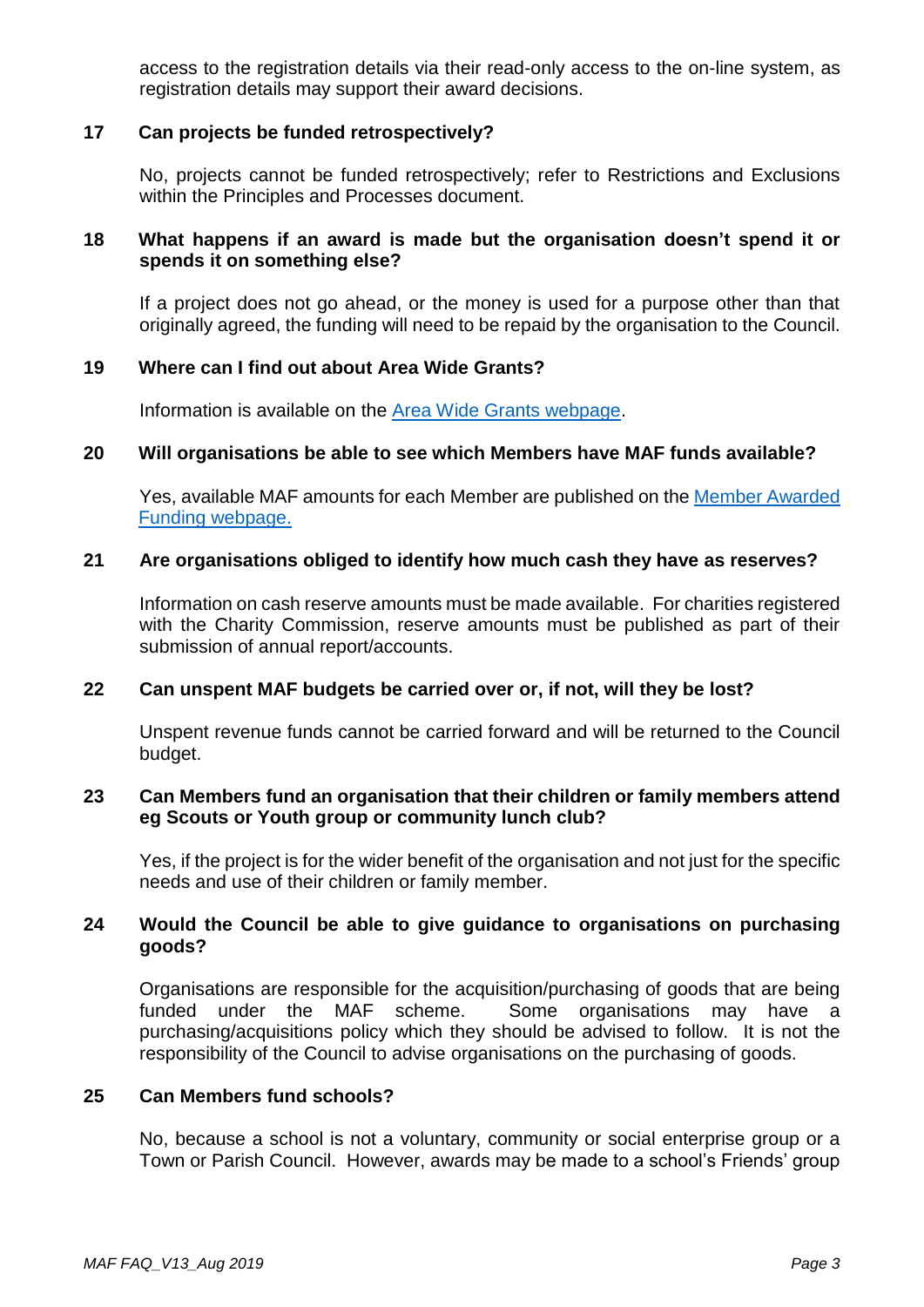access to the registration details via their read-only access to the on-line system, as registration details may support their award decisions.

**17 Can projects be funded retrospectively?**

No, projects cannot be funded retrospectively; refer to Restrictions and Exclusions within the Principles and Processes document.

**18 What happens if an award is made but the organisation doesn't spend it or spends it on something else?**

If a project does not go ahead, or the money is used for a purpose other than that originally agreed, the funding will need to be repaid by the organisation to the Council.

**19 Where can I find out about Area Wide Grants?**

Information is available on the [Area Wide Grants webpage](#).

**20 Will organisations be able to see which Members have MAF funds available?**

Yes, available MAF amounts for each Member are published on the [Member Awarded Funding webpage.](#)

**21 Are organisations obliged to identify how much cash they have as reserves?**

Information on cash reserve amounts must be made available. For charities registered with the Charity Commission, reserve amounts must be published as part of their submission of annual report/accounts.

**22 Can unspent MAF budgets be carried over or, if not, will they be lost?**

Unspent revenue funds cannot be carried forward and will be returned to the Council budget.

**23 Can Members fund an organisation that their children or family members attend eg Scouts or Youth group or community lunch club?**

Yes, if the project is for the wider benefit of the organisation and not just for the specific needs and use of their children or family member.

**24 Would the Council be able to give guidance to organisations on purchasing goods?**

Organisations are responsible for the acquisition/purchasing of goods that are being funded under the MAF scheme. Some organisations may have a purchasing/acquisitions policy which they should be advised to follow. It is not the responsibility of the Council to advise organisations on the purchasing of goods.

**25 Can Members fund schools?**

No, because a school is not a voluntary, community or social enterprise group or a Town or Parish Council. However, awards may be made to a school's Friends' group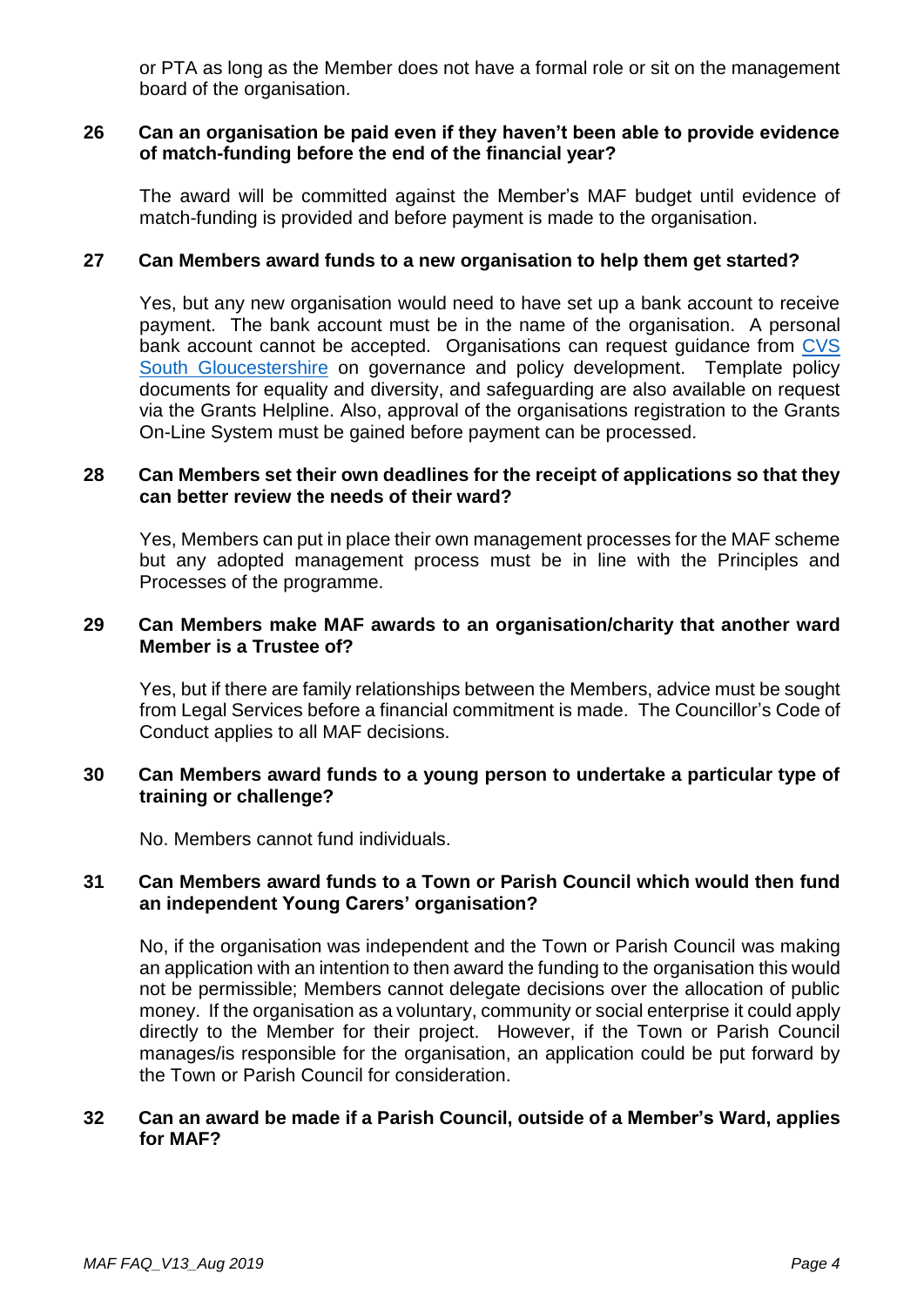or PTA as long as the Member does not have a formal role or sit on the management board of the organisation.

**26 Can an organisation be paid even if they haven't been able to provide evidence of match-funding before the end of the financial year?**

The award will be committed against the Member's MAF budget until evidence of match-funding is provided and before payment is made to the organisation.

**27 Can Members award funds to a new organisation to help them get started?**

Yes, but any new organisation would need to have set up a bank account to receive payment. The bank account must be in the name of the organisation. A personal bank account cannot be accepted. Organisations can request guidance from [CVS South Gloucestershire](#) on governance and policy development. Template policy documents for equality and diversity, and safeguarding are also available on request via the Grants Helpline. Also, approval of the organisations registration to the Grants On-Line System must be gained before payment can be processed.

**28 Can Members set their own deadlines for the receipt of applications so that they can better review the needs of their ward?**

Yes, Members can put in place their own management processes for the MAF scheme but any adopted management process must be in line with the Principles and Processes of the programme.

**29 Can Members make MAF awards to an organisation/charity that another ward Member is a Trustee of?**

Yes, but if there are family relationships between the Members, advice must be sought from Legal Services before a financial commitment is made. The Councillor's Code of Conduct applies to all MAF decisions.

**30 Can Members award funds to a young person to undertake a particular type of training or challenge?**

No. Members cannot fund individuals.

**31 Can Members award funds to a Town or Parish Council which would then fund an independent Young Carers' organisation?**

No, if the organisation was independent and the Town or Parish Council was making an application with an intention to then award the funding to the organisation this would not be permissible; Members cannot delegate decisions over the allocation of public money. If the organisation as a voluntary, community or social enterprise it could apply directly to the Member for their project. However, if the Town or Parish Council manages/is responsible for the organisation, an application could be put forward by the Town or Parish Council for consideration.

**32 Can an award be made if a Parish Council, outside of a Member's Ward, applies for MAF?**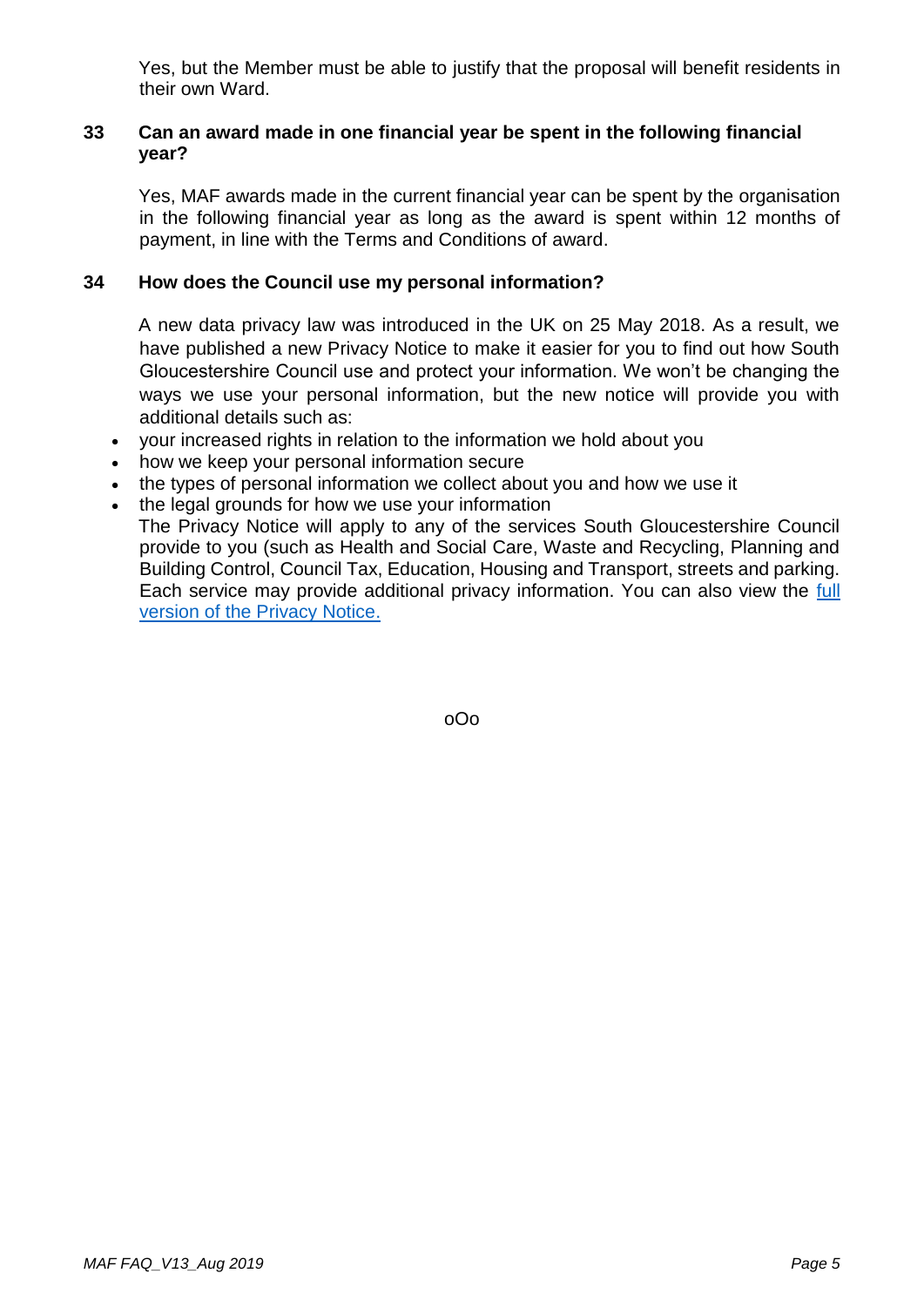Yes, but the Member must be able to justify that the proposal will benefit residents in their own Ward.

**33 Can an award made in one financial year be spent in the following financial year?**

Yes, MAF awards made in the current financial year can be spent by the organisation in the following financial year as long as the award is spent within 12 months of payment, in line with the Terms and Conditions of award.

**34 How does the Council use my personal information?**

A new data privacy law was introduced in the UK on 25 May 2018. As a result, we have published a new Privacy Notice to make it easier for you to find out how South Gloucestershire Council use and protect your information. We won't be changing the ways we use your personal information, but the new notice will provide you with additional details such as:

- your increased rights in relation to the information we hold about you
- how we keep your personal information secure
- the types of personal information we collect about you and how we use it
- the legal grounds for how we use your information

The Privacy Notice will apply to any of the services South Gloucestershire Council provide to you (such as Health and Social Care, Waste and Recycling, Planning and Building Control, Council Tax, Education, Housing and Transport, streets and parking. Each service may provide additional privacy information. You can also view the full version of the Privacy Notice.

oOo